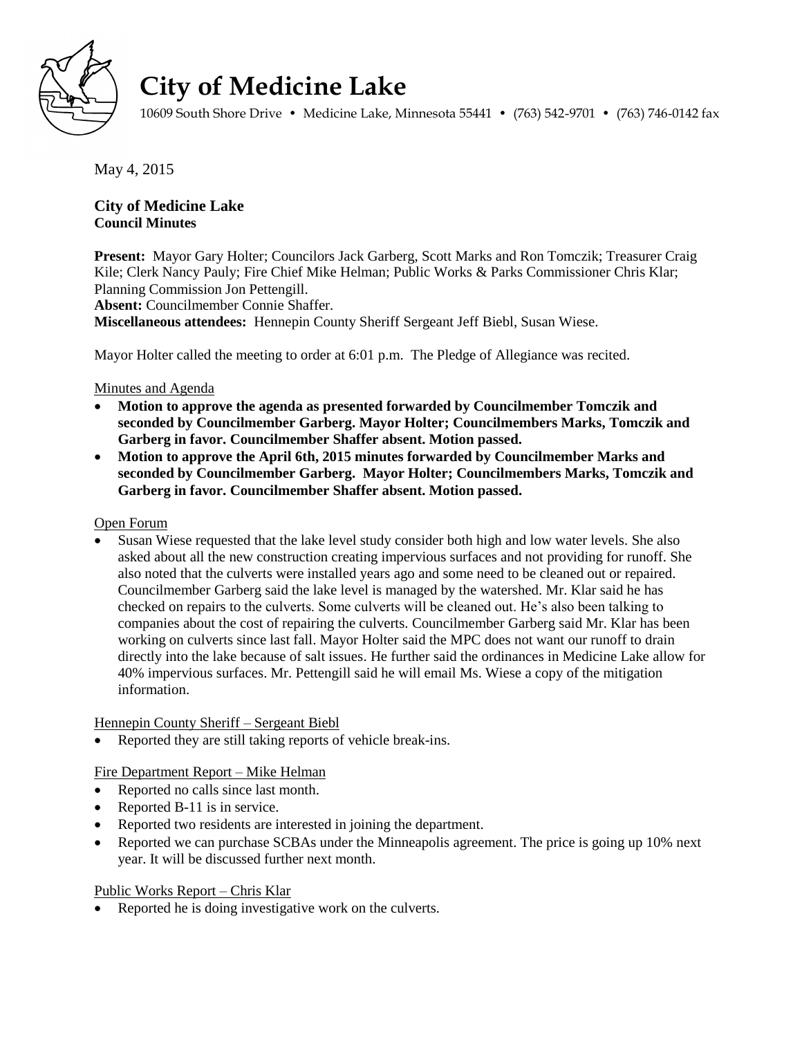# City of Medicine Lake

10609 South Shore Drive • Medicine Lake, Minnesota 55441 • (763) 542-9701 • (763) 746-0142 fax

May 4, 2015

**City of Medicine Lake**
**Council Minutes**

**Present:** Mayor Gary Holter; Councilors Jack Garberg, Scott Marks and Ron Tomczik; Treasurer Craig Kile; Clerk Nancy Pauly; Fire Chief Mike Helman; Public Works & Parks Commissioner Chris Klar; Planning Commission Jon Pettengill.
**Absent:** Councilmember Connie Shaffer.
**Miscellaneous attendees:** Hennepin County Sheriff Sergeant Jeff Biebl, Susan Wiese.

Mayor Holter called the meeting to order at 6:01 p.m. The Pledge of Allegiance was recited.

Minutes and Agenda

- **Motion to approve the agenda as presented forwarded by Councilmember Tomczik and seconded by Councilmember Garberg. Mayor Holter; Councilmembers Marks, Tomczik and Garberg in favor. Councilmember Shaffer absent. Motion passed.**
- **Motion to approve the April 6th, 2015 minutes forwarded by Councilmember Marks and seconded by Councilmember Garberg. Mayor Holter; Councilmembers Marks, Tomczik and Garberg in favor. Councilmember Shaffer absent. Motion passed.**

Open Forum

- Susan Wiese requested that the lake level study consider both high and low water levels. She also asked about all the new construction creating impervious surfaces and not providing for runoff. She also noted that the culverts were installed years ago and some need to be cleaned out or repaired. Councilmember Garberg said the lake level is managed by the watershed. Mr. Klar said he has checked on repairs to the culverts. Some culverts will be cleaned out. He's also been talking to companies about the cost of repairing the culverts. Councilmember Garberg said Mr. Klar has been working on culverts since last fall. Mayor Holter said the MPC does not want our runoff to drain directly into the lake because of salt issues. He further said the ordinances in Medicine Lake allow for 40% impervious surfaces. Mr. Pettengill said he will email Ms. Wiese a copy of the mitigation information.

Hennepin County Sheriff – Sergeant Biebl

- Reported they are still taking reports of vehicle break-ins.

Fire Department Report – Mike Helman

- Reported no calls since last month.
- Reported B-11 is in service.
- Reported two residents are interested in joining the department.
- Reported we can purchase SCBAs under the Minneapolis agreement. The price is going up 10% next year. It will be discussed further next month.

Public Works Report – Chris Klar

- Reported he is doing investigative work on the culverts.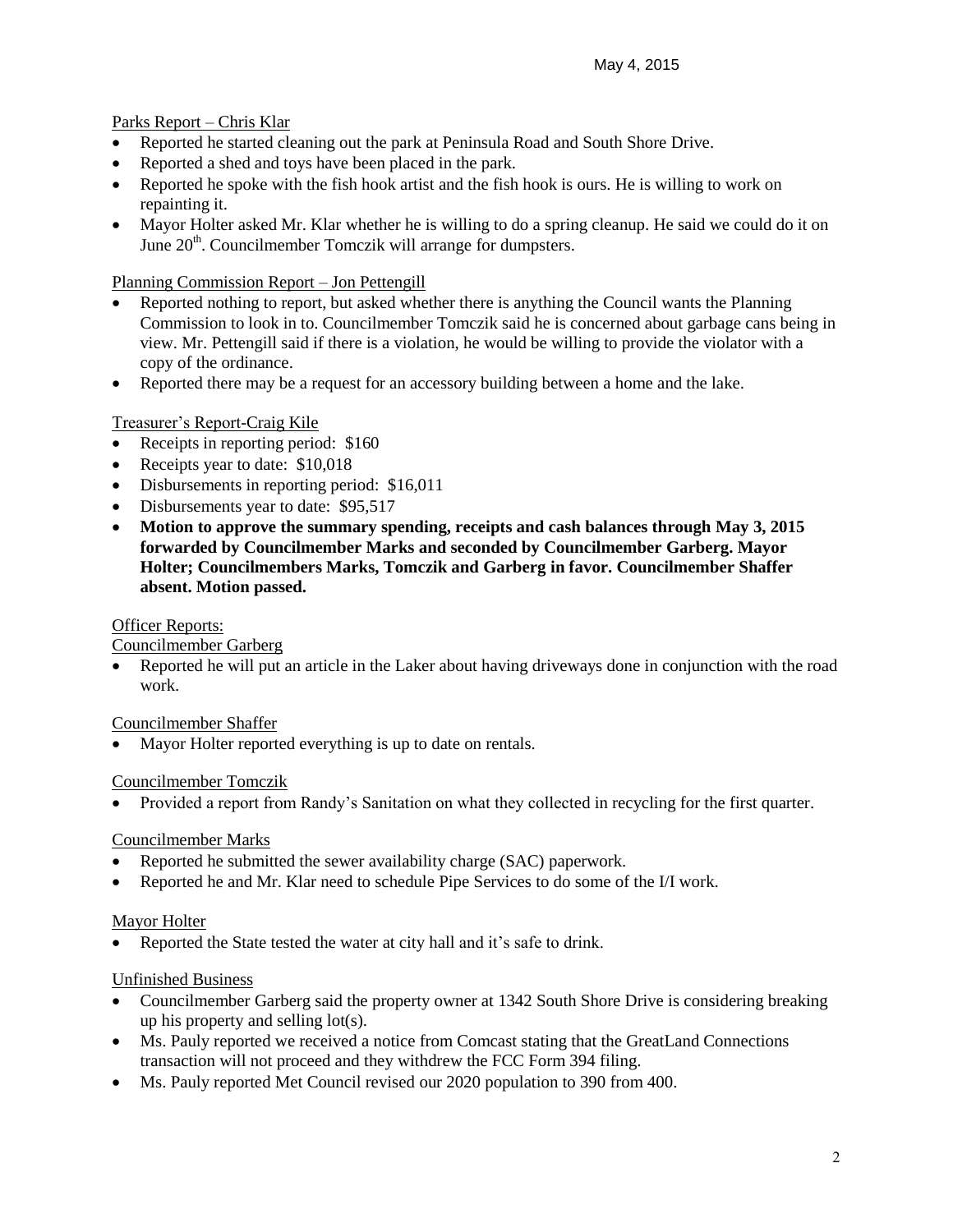Parks Report – Chris Klar

- Reported he started cleaning out the park at Peninsula Road and South Shore Drive.
- Reported a shed and toys have been placed in the park.
- Reported he spoke with the fish hook artist and the fish hook is ours. He is willing to work on repainting it.
- Mayor Holter asked Mr. Klar whether he is willing to do a spring cleanup. He said we could do it on June 20th. Councilmember Tomczik will arrange for dumpsters.

Planning Commission Report – Jon Pettengill

- Reported nothing to report, but asked whether there is anything the Council wants the Planning Commission to look in to. Councilmember Tomczik said he is concerned about garbage cans being in view. Mr. Pettengill said if there is a violation, he would be willing to provide the violator with a copy of the ordinance.
- Reported there may be a request for an accessory building between a home and the lake.

Treasurer's Report-Craig Kile

- Receipts in reporting period: $160
- Receipts year to date: $10,018
- Disbursements in reporting period: $16,011
- Disbursements year to date: $95,517
- **Motion to approve the summary spending, receipts and cash balances through May 3, 2015 forwarded by Councilmember Marks and seconded by Councilmember Garberg. Mayor Holter; Councilmembers Marks, Tomczik and Garberg in favor. Councilmember Shaffer absent. Motion passed.**

Officer Reports:

Councilmember Garberg

- Reported he will put an article in the Laker about having driveways done in conjunction with the road work.

Councilmember Shaffer

- Mayor Holter reported everything is up to date on rentals.

Councilmember Tomczik

- Provided a report from Randy's Sanitation on what they collected in recycling for the first quarter.

Councilmember Marks

- Reported he submitted the sewer availability charge (SAC) paperwork.
- Reported he and Mr. Klar need to schedule Pipe Services to do some of the I/I work.

Mayor Holter

- Reported the State tested the water at city hall and it's safe to drink.

Unfinished Business

- Councilmember Garberg said the property owner at 1342 South Shore Drive is considering breaking up his property and selling lot(s).
- Ms. Pauly reported we received a notice from Comcast stating that the GreatLand Connections transaction will not proceed and they withdrew the FCC Form 394 filing.
- Ms. Pauly reported Met Council revised our 2020 population to 390 from 400.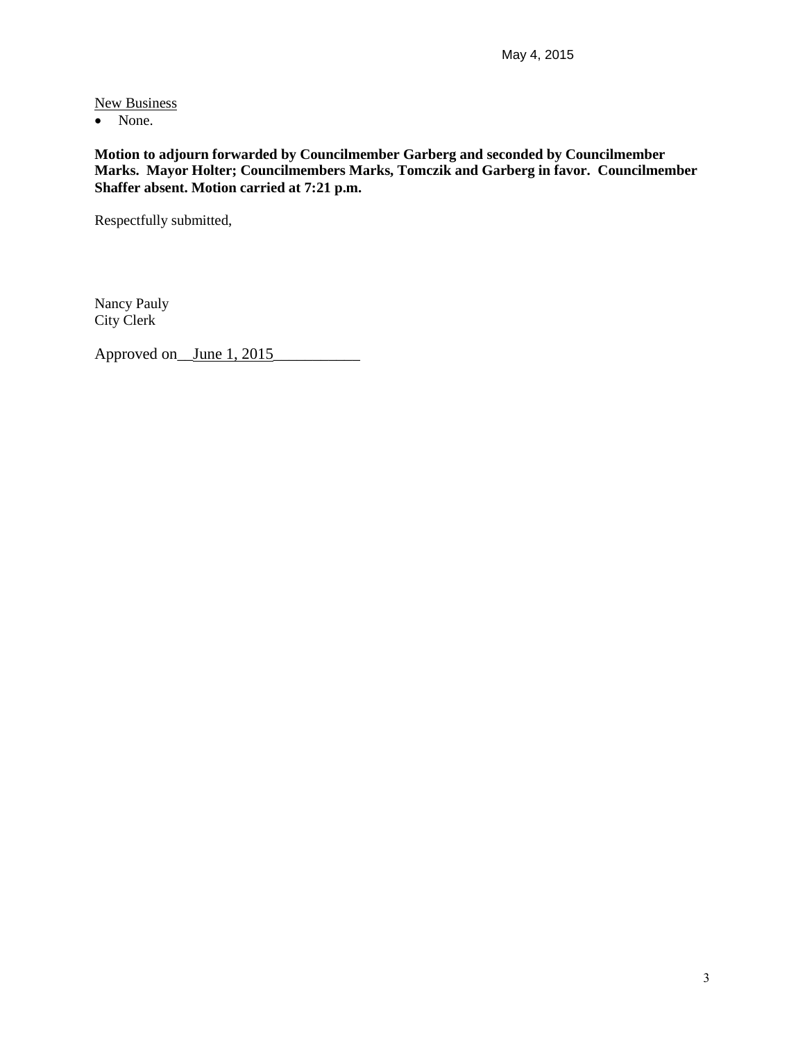New Business

- None.

**Motion to adjourn forwarded by Councilmember Garberg and seconded by Councilmember Marks. Mayor Holter; Councilmembers Marks, Tomczik and Garberg in favor. Councilmember Shaffer absent. Motion carried at 7:21 p.m.**

Respectfully submitted,

Nancy Pauly
City Clerk

Approved on__June 1, 2015___________